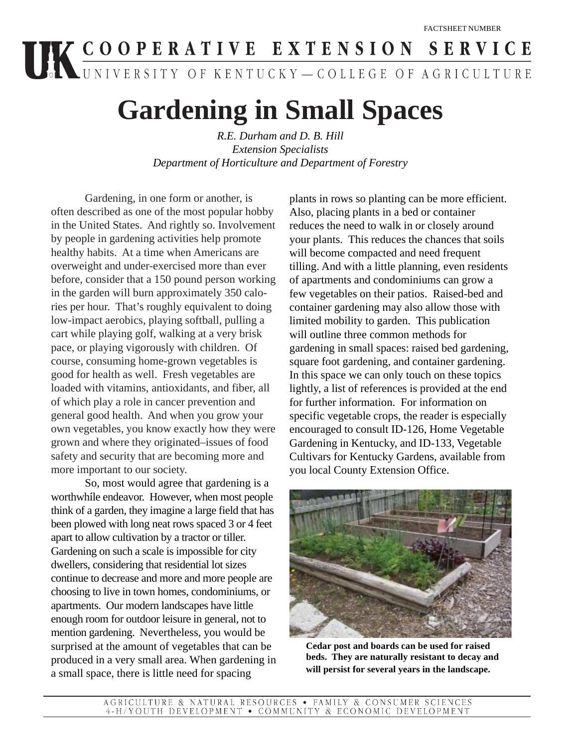FACTSHEET NUMBER

COOPERATIVE EXTENSION SERVICE
UNIVERSITY OF KENTUCKY—COLLEGE OF AGRICULTURE

# Gardening in Small Spaces

*R.E. Durham and D. B. Hill*
*Extension Specialists*
*Department of Horticulture and Department of Forestry*

Gardening, in one form or another, is often described as one of the most popular hobby in the United States. And rightly so. Involvement by people in gardening activities help promote healthy habits. At a time when Americans are overweight and under-exercised more than ever before, consider that a 150 pound person working in the garden will burn approximately 350 calories per hour. That's roughly equivalent to doing low-impact aerobics, playing softball, pulling a cart while playing golf, walking at a very brisk pace, or playing vigorously with children. Of course, consuming home-grown vegetables is good for health as well. Fresh vegetables are loaded with vitamins, antioxidants, and fiber, all of which play a role in cancer prevention and general good health. And when you grow your own vegetables, you know exactly how they were grown and where they originated–issues of food safety and security that are becoming more and more important to our society.

So, most would agree that gardening is a worthwhile endeavor. However, when most people think of a garden, they imagine a large field that has been plowed with long neat rows spaced 3 or 4 feet apart to allow cultivation by a tractor or tiller. Gardening on such a scale is impossible for city dwellers, considering that residential lot sizes continue to decrease and more and more people are choosing to live in town homes, condominiums, or apartments. Our modern landscapes have little enough room for outdoor leisure in general, not to mention gardening. Nevertheless, you would be surprised at the amount of vegetables that can be produced in a very small area. When gardening in a small space, there is little need for spacing plants in rows so planting can be more efficient. Also, placing plants in a bed or container reduces the need to walk in or closely around your plants. This reduces the chances that soils will become compacted and need frequent tilling. And with a little planning, even residents of apartments and condominiums can grow a few vegetables on their patios. Raised-bed and container gardening may also allow those with limited mobility to garden. This publication will outline three common methods for gardening in small spaces: raised bed gardening, square foot gardening, and container gardening. In this space we can only touch on these topics lightly, a list of references is provided at the end for further information. For information on specific vegetable crops, the reader is especially encouraged to consult ID-126, Home Vegetable Gardening in Kentucky, and ID-133, Vegetable Cultivars for Kentucky Gardens, available from you local County Extension Office.

**Cedar post and boards can be used for raised beds. They are naturally resistant to decay and will persist for several years in the landscape.**

AGRICULTURE & NATURAL RESOURCES • FAMILY & CONSUMER SCIENCES
4-H/YOUTH DEVELOPMENT • COMMUNITY & ECONOMIC DEVELOPMENT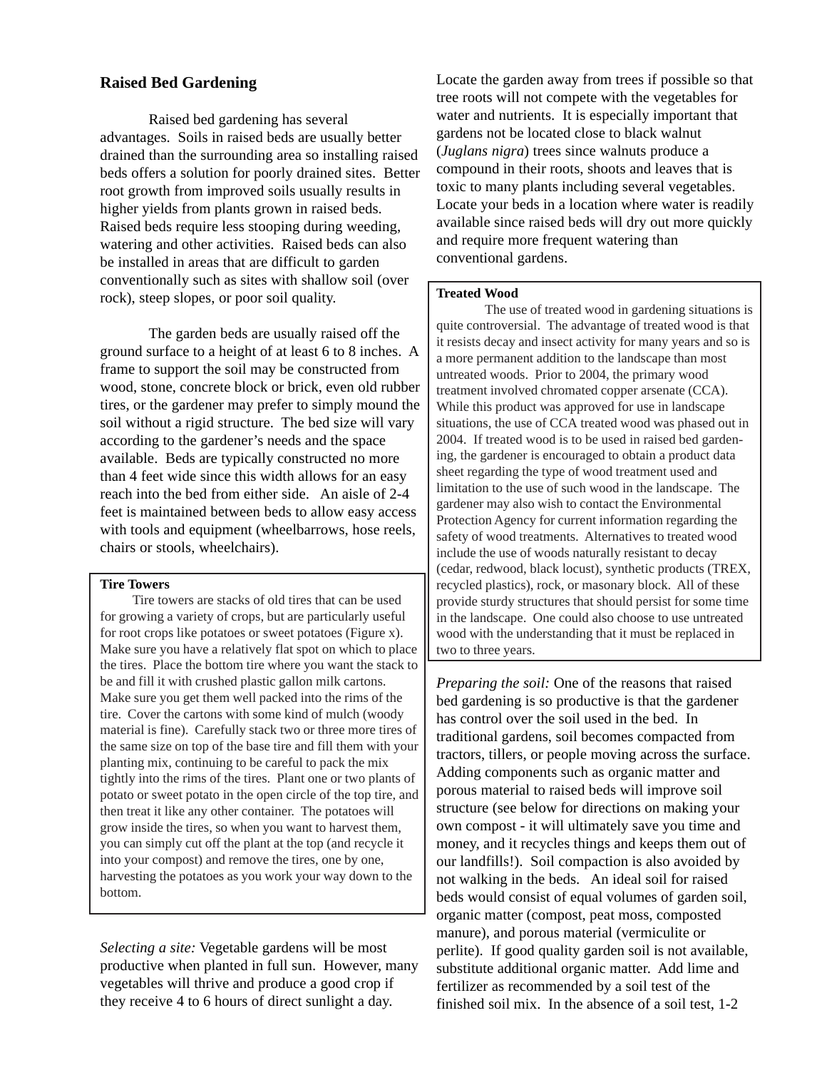## Raised Bed Gardening

Raised bed gardening has several advantages. Soils in raised beds are usually better drained than the surrounding area so installing raised beds offers a solution for poorly drained sites. Better root growth from improved soils usually results in higher yields from plants grown in raised beds. Raised beds require less stooping during weeding, watering and other activities. Raised beds can also be installed in areas that are difficult to garden conventionally such as sites with shallow soil (over rock), steep slopes, or poor soil quality.

The garden beds are usually raised off the ground surface to a height of at least 6 to 8 inches. A frame to support the soil may be constructed from wood, stone, concrete block or brick, even old rubber tires, or the gardener may prefer to simply mound the soil without a rigid structure. The bed size will vary according to the gardener's needs and the space available. Beds are typically constructed no more than 4 feet wide since this width allows for an easy reach into the bed from either side. An aisle of 2-4 feet is maintained between beds to allow easy access with tools and equipment (wheelbarrows, hose reels, chairs or stools, wheelchairs).

**Tire Towers**

Tire towers are stacks of old tires that can be used for growing a variety of crops, but are particularly useful for root crops like potatoes or sweet potatoes (Figure x). Make sure you have a relatively flat spot on which to place the tires. Place the bottom tire where you want the stack to be and fill it with crushed plastic gallon milk cartons. Make sure you get them well packed into the rims of the tire. Cover the cartons with some kind of mulch (woody material is fine). Carefully stack two or three more tires of the same size on top of the base tire and fill them with your planting mix, continuing to be careful to pack the mix tightly into the rims of the tires. Plant one or two plants of potato or sweet potato in the open circle of the top tire, and then treat it like any other container. The potatoes will grow inside the tires, so when you want to harvest them, you can simply cut off the plant at the top (and recycle it into your compost) and remove the tires, one by one, harvesting the potatoes as you work your way down to the bottom.

*Selecting a site:* Vegetable gardens will be most productive when planted in full sun. However, many vegetables will thrive and produce a good crop if they receive 4 to 6 hours of direct sunlight a day. Locate the garden away from trees if possible so that tree roots will not compete with the vegetables for water and nutrients. It is especially important that gardens not be located close to black walnut (*Juglans nigra*) trees since walnuts produce a compound in their roots, shoots and leaves that is toxic to many plants including several vegetables. Locate your beds in a location where water is readily available since raised beds will dry out more quickly and require more frequent watering than conventional gardens.

**Treated Wood**

The use of treated wood in gardening situations is quite controversial. The advantage of treated wood is that it resists decay and insect activity for many years and so is a more permanent addition to the landscape than most untreated woods. Prior to 2004, the primary wood treatment involved chromated copper arsenate (CCA). While this product was approved for use in landscape situations, the use of CCA treated wood was phased out in 2004. If treated wood is to be used in raised bed gardening, the gardener is encouraged to obtain a product data sheet regarding the type of wood treatment used and limitation to the use of such wood in the landscape. The gardener may also wish to contact the Environmental Protection Agency for current information regarding the safety of wood treatments. Alternatives to treated wood include the use of woods naturally resistant to decay (cedar, redwood, black locust), synthetic products (TREX, recycled plastics), rock, or masonary block. All of these provide sturdy structures that should persist for some time in the landscape. One could also choose to use untreated wood with the understanding that it must be replaced in two to three years.

*Preparing the soil:* One of the reasons that raised bed gardening is so productive is that the gardener has control over the soil used in the bed. In traditional gardens, soil becomes compacted from tractors, tillers, or people moving across the surface. Adding components such as organic matter and porous material to raised beds will improve soil structure (see below for directions on making your own compost - it will ultimately save you time and money, and it recycles things and keeps them out of our landfills!). Soil compaction is also avoided by not walking in the beds. An ideal soil for raised beds would consist of equal volumes of garden soil, organic matter (compost, peat moss, composted manure), and porous material (vermiculite or perlite). If good quality garden soil is not available, substitute additional organic matter. Add lime and fertilizer as recommended by a soil test of the finished soil mix. In the absence of a soil test, 1-2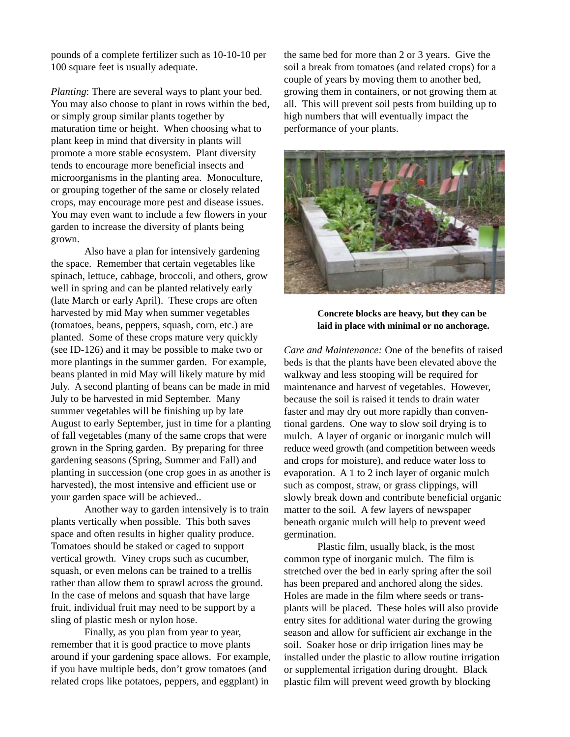pounds of a complete fertilizer such as 10-10-10 per 100 square feet is usually adequate.

*Planting*: There are several ways to plant your bed. You may also choose to plant in rows within the bed, or simply group similar plants together by maturation time or height. When choosing what to plant keep in mind that diversity in plants will promote a more stable ecosystem. Plant diversity tends to encourage more beneficial insects and microorganisms in the planting area. Monoculture, or grouping together of the same or closely related crops, may encourage more pest and disease issues. You may even want to include a few flowers in your garden to increase the diversity of plants being grown.

Also have a plan for intensively gardening the space. Remember that certain vegetables like spinach, lettuce, cabbage, broccoli, and others, grow well in spring and can be planted relatively early (late March or early April). These crops are often harvested by mid May when summer vegetables (tomatoes, beans, peppers, squash, corn, etc.) are planted. Some of these crops mature very quickly (see ID-126) and it may be possible to make two or more plantings in the summer garden. For example, beans planted in mid May will likely mature by mid July. A second planting of beans can be made in mid July to be harvested in mid September. Many summer vegetables will be finishing up by late August to early September, just in time for a planting of fall vegetables (many of the same crops that were grown in the Spring garden. By preparing for three gardening seasons (Spring, Summer and Fall) and planting in succession (one crop goes in as another is harvested), the most intensive and efficient use or your garden space will be achieved..

Another way to garden intensively is to train plants vertically when possible. This both saves space and often results in higher quality produce. Tomatoes should be staked or caged to support vertical growth. Viney crops such as cucumber, squash, or even melons can be trained to a trellis rather than allow them to sprawl across the ground. In the case of melons and squash that have large fruit, individual fruit may need to be support by a sling of plastic mesh or nylon hose.

Finally, as you plan from year to year, remember that it is good practice to move plants around if your gardening space allows. For example, if you have multiple beds, don't grow tomatoes (and related crops like potatoes, peppers, and eggplant) in the same bed for more than 2 or 3 years. Give the soil a break from tomatoes (and related crops) for a couple of years by moving them to another bed, growing them in containers, or not growing them at all. This will prevent soil pests from building up to high numbers that will eventually impact the performance of your plants.

**Concrete blocks are heavy, but they can be laid in place with minimal or no anchorage.**

*Care and Maintenance:* One of the benefits of raised beds is that the plants have been elevated above the walkway and less stooping will be required for maintenance and harvest of vegetables. However, because the soil is raised it tends to drain water faster and may dry out more rapidly than conventional gardens. One way to slow soil drying is to mulch. A layer of organic or inorganic mulch will reduce weed growth (and competition between weeds and crops for moisture), and reduce water loss to evaporation. A 1 to 2 inch layer of organic mulch such as compost, straw, or grass clippings, will slowly break down and contribute beneficial organic matter to the soil. A few layers of newspaper beneath organic mulch will help to prevent weed germination.

Plastic film, usually black, is the most common type of inorganic mulch. The film is stretched over the bed in early spring after the soil has been prepared and anchored along the sides. Holes are made in the film where seeds or transplants will be placed. These holes will also provide entry sites for additional water during the growing season and allow for sufficient air exchange in the soil. Soaker hose or drip irrigation lines may be installed under the plastic to allow routine irrigation or supplemental irrigation during drought. Black plastic film will prevent weed growth by blocking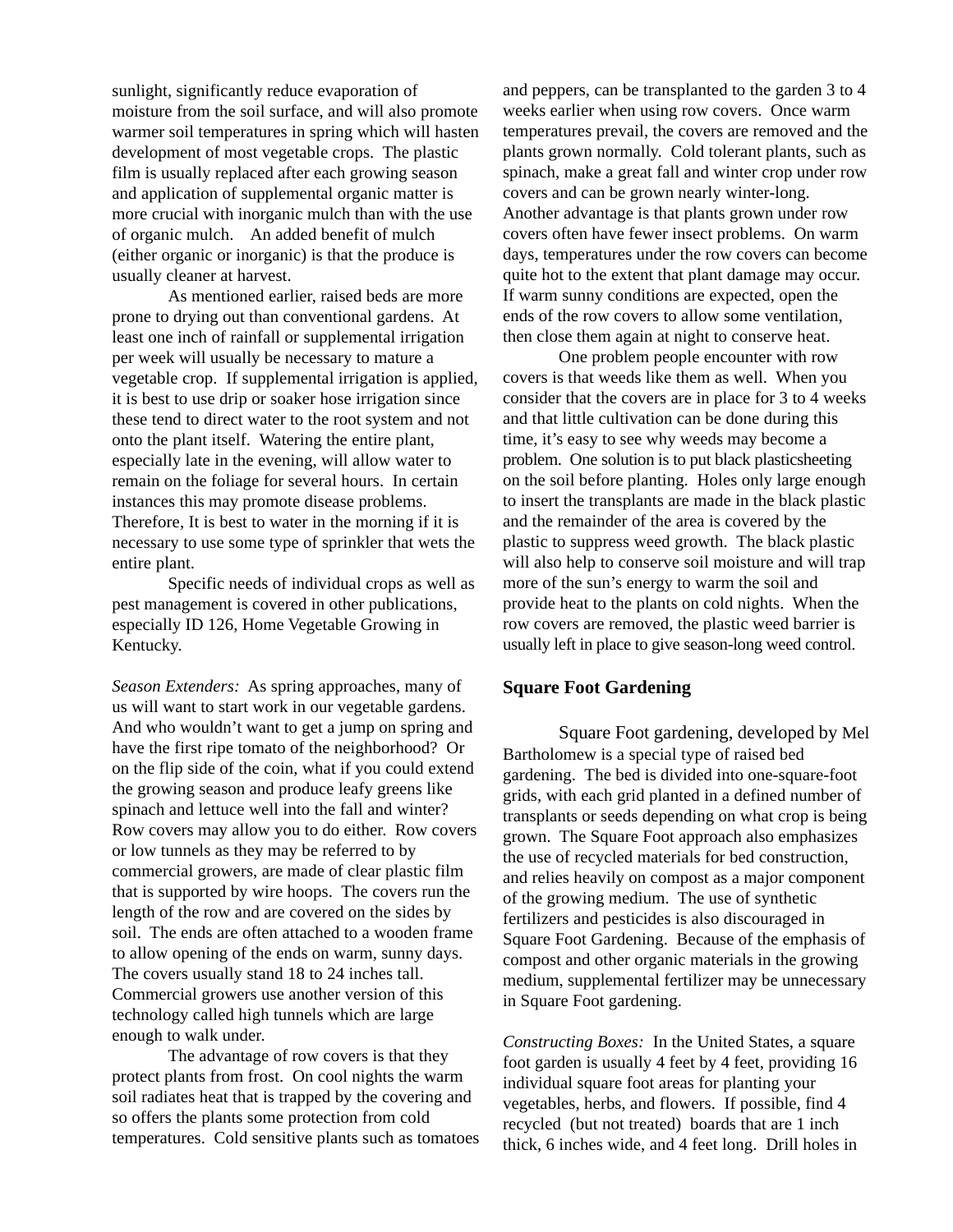sunlight, significantly reduce evaporation of moisture from the soil surface, and will also promote warmer soil temperatures in spring which will hasten development of most vegetable crops. The plastic film is usually replaced after each growing season and application of supplemental organic matter is more crucial with inorganic mulch than with the use of organic mulch. An added benefit of mulch (either organic or inorganic) is that the produce is usually cleaner at harvest.

As mentioned earlier, raised beds are more prone to drying out than conventional gardens. At least one inch of rainfall or supplemental irrigation per week will usually be necessary to mature a vegetable crop. If supplemental irrigation is applied, it is best to use drip or soaker hose irrigation since these tend to direct water to the root system and not onto the plant itself. Watering the entire plant, especially late in the evening, will allow water to remain on the foliage for several hours. In certain instances this may promote disease problems. Therefore, It is best to water in the morning if it is necessary to use some type of sprinkler that wets the entire plant.

Specific needs of individual crops as well as pest management is covered in other publications, especially ID 126, Home Vegetable Growing in Kentucky.

*Season Extenders:* As spring approaches, many of us will want to start work in our vegetable gardens. And who wouldn't want to get a jump on spring and have the first ripe tomato of the neighborhood? Or on the flip side of the coin, what if you could extend the growing season and produce leafy greens like spinach and lettuce well into the fall and winter? Row covers may allow you to do either. Row covers or low tunnels as they may be referred to by commercial growers, are made of clear plastic film that is supported by wire hoops. The covers run the length of the row and are covered on the sides by soil. The ends are often attached to a wooden frame to allow opening of the ends on warm, sunny days. The covers usually stand 18 to 24 inches tall. Commercial growers use another version of this technology called high tunnels which are large enough to walk under.

The advantage of row covers is that they protect plants from frost. On cool nights the warm soil radiates heat that is trapped by the covering and so offers the plants some protection from cold temperatures. Cold sensitive plants such as tomatoes and peppers, can be transplanted to the garden 3 to 4 weeks earlier when using row covers. Once warm temperatures prevail, the covers are removed and the plants grown normally. Cold tolerant plants, such as spinach, make a great fall and winter crop under row covers and can be grown nearly winter-long. Another advantage is that plants grown under row covers often have fewer insect problems. On warm days, temperatures under the row covers can become quite hot to the extent that plant damage may occur. If warm sunny conditions are expected, open the ends of the row covers to allow some ventilation, then close them again at night to conserve heat.

One problem people encounter with row covers is that weeds like them as well. When you consider that the covers are in place for 3 to 4 weeks and that little cultivation can be done during this time, it's easy to see why weeds may become a problem. One solution is to put black plasticsheeting on the soil before planting. Holes only large enough to insert the transplants are made in the black plastic and the remainder of the area is covered by the plastic to suppress weed growth. The black plastic will also help to conserve soil moisture and will trap more of the sun's energy to warm the soil and provide heat to the plants on cold nights. When the row covers are removed, the plastic weed barrier is usually left in place to give season-long weed control.

## Square Foot Gardening

Square Foot gardening, developed by Mel Bartholomew is a special type of raised bed gardening. The bed is divided into one-square-foot grids, with each grid planted in a defined number of transplants or seeds depending on what crop is being grown. The Square Foot approach also emphasizes the use of recycled materials for bed construction, and relies heavily on compost as a major component of the growing medium. The use of synthetic fertilizers and pesticides is also discouraged in Square Foot Gardening. Because of the emphasis of compost and other organic materials in the growing medium, supplemental fertilizer may be unnecessary in Square Foot gardening.

*Constructing Boxes:* In the United States, a square foot garden is usually 4 feet by 4 feet, providing 16 individual square foot areas for planting your vegetables, herbs, and flowers. If possible, find 4 recycled (but not treated) boards that are 1 inch thick, 6 inches wide, and 4 feet long. Drill holes in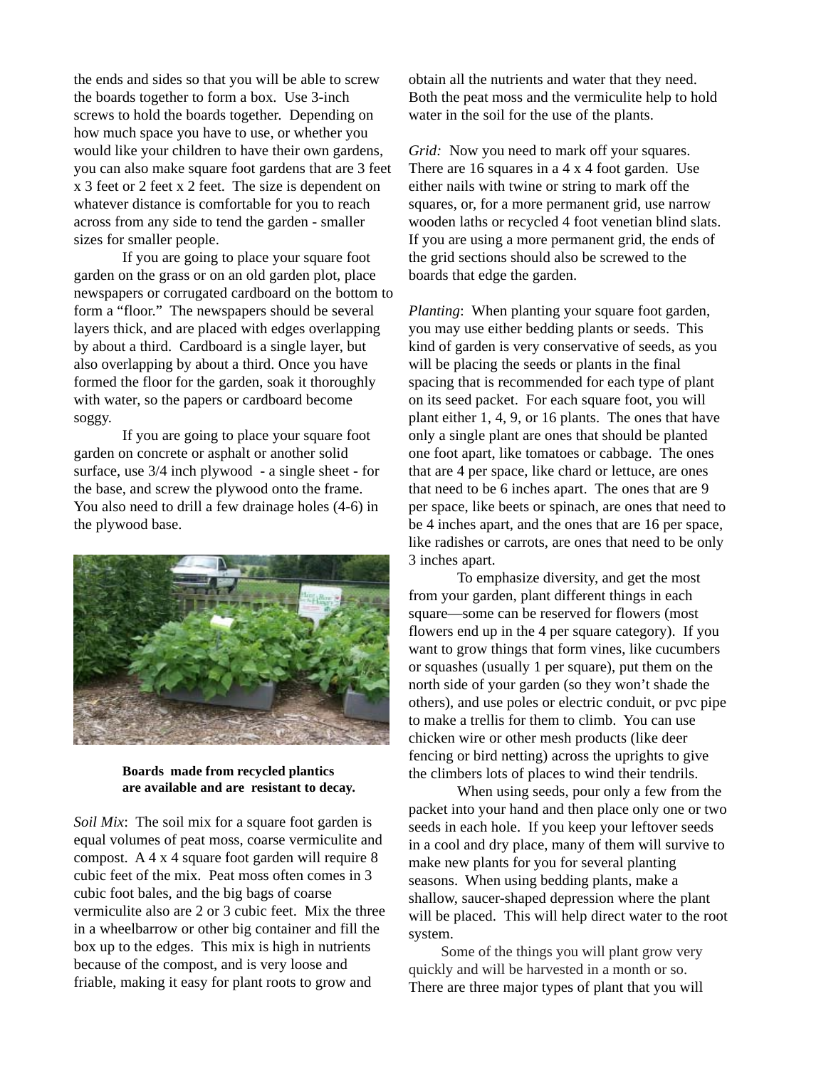the ends and sides so that you will be able to screw the boards together to form a box. Use 3-inch screws to hold the boards together. Depending on how much space you have to use, or whether you would like your children to have their own gardens, you can also make square foot gardens that are 3 feet x 3 feet or 2 feet x 2 feet. The size is dependent on whatever distance is comfortable for you to reach across from any side to tend the garden - smaller sizes for smaller people.

If you are going to place your square foot garden on the grass or on an old garden plot, place newspapers or corrugated cardboard on the bottom to form a "floor." The newspapers should be several layers thick, and are placed with edges overlapping by about a third. Cardboard is a single layer, but also overlapping by about a third. Once you have formed the floor for the garden, soak it thoroughly with water, so the papers or cardboard become soggy.

If you are going to place your square foot garden on concrete or asphalt or another solid surface, use 3/4 inch plywood - a single sheet - for the base, and screw the plywood onto the frame. You also need to drill a few drainage holes (4-6) in the plywood base.

**Boards made from recycled plantics are available and are resistant to decay.**

*Soil Mix*: The soil mix for a square foot garden is equal volumes of peat moss, coarse vermiculite and compost. A 4 x 4 square foot garden will require 8 cubic feet of the mix. Peat moss often comes in 3 cubic foot bales, and the big bags of coarse vermiculite also are 2 or 3 cubic feet. Mix the three in a wheelbarrow or other big container and fill the box up to the edges. This mix is high in nutrients because of the compost, and is very loose and friable, making it easy for plant roots to grow and obtain all the nutrients and water that they need. Both the peat moss and the vermiculite help to hold water in the soil for the use of the plants.

*Grid:* Now you need to mark off your squares. There are 16 squares in a 4 x 4 foot garden. Use either nails with twine or string to mark off the squares, or, for a more permanent grid, use narrow wooden laths or recycled 4 foot venetian blind slats. If you are using a more permanent grid, the ends of the grid sections should also be screwed to the boards that edge the garden.

*Planting*: When planting your square foot garden, you may use either bedding plants or seeds. This kind of garden is very conservative of seeds, as you will be placing the seeds or plants in the final spacing that is recommended for each type of plant on its seed packet. For each square foot, you will plant either 1, 4, 9, or 16 plants. The ones that have only a single plant are ones that should be planted one foot apart, like tomatoes or cabbage. The ones that are 4 per space, like chard or lettuce, are ones that need to be 6 inches apart. The ones that are 9 per space, like beets or spinach, are ones that need to be 4 inches apart, and the ones that are 16 per space, like radishes or carrots, are ones that need to be only 3 inches apart.

To emphasize diversity, and get the most from your garden, plant different things in each square—some can be reserved for flowers (most flowers end up in the 4 per square category). If you want to grow things that form vines, like cucumbers or squashes (usually 1 per square), put them on the north side of your garden (so they won't shade the others), and use poles or electric conduit, or pvc pipe to make a trellis for them to climb. You can use chicken wire or other mesh products (like deer fencing or bird netting) across the uprights to give the climbers lots of places to wind their tendrils.

When using seeds, pour only a few from the packet into your hand and then place only one or two seeds in each hole. If you keep your leftover seeds in a cool and dry place, many of them will survive to make new plants for you for several planting seasons. When using bedding plants, make a shallow, saucer-shaped depression where the plant will be placed. This will help direct water to the root system.

Some of the things you will plant grow very quickly and will be harvested in a month or so. There are three major types of plant that you will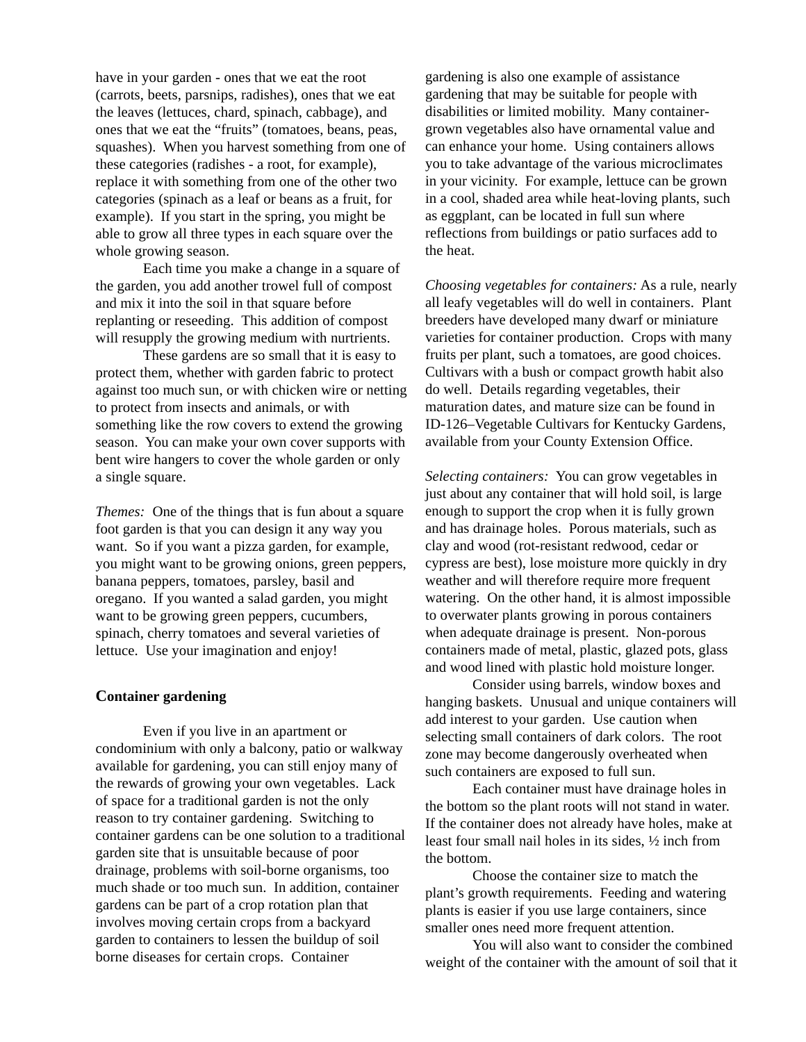have in your garden - ones that we eat the root (carrots, beets, parsnips, radishes), ones that we eat the leaves (lettuces, chard, spinach, cabbage), and ones that we eat the "fruits" (tomatoes, beans, peas, squashes). When you harvest something from one of these categories (radishes - a root, for example), replace it with something from one of the other two categories (spinach as a leaf or beans as a fruit, for example). If you start in the spring, you might be able to grow all three types in each square over the whole growing season.

Each time you make a change in a square of the garden, you add another trowel full of compost and mix it into the soil in that square before replanting or reseeding. This addition of compost will resupply the growing medium with nurtrients.

These gardens are so small that it is easy to protect them, whether with garden fabric to protect against too much sun, or with chicken wire or netting to protect from insects and animals, or with something like the row covers to extend the growing season. You can make your own cover supports with bent wire hangers to cover the whole garden or only a single square.

*Themes:* One of the things that is fun about a square foot garden is that you can design it any way you want. So if you want a pizza garden, for example, you might want to be growing onions, green peppers, banana peppers, tomatoes, parsley, basil and oregano. If you wanted a salad garden, you might want to be growing green peppers, cucumbers, spinach, cherry tomatoes and several varieties of lettuce. Use your imagination and enjoy!

**Container gardening**

Even if you live in an apartment or condominium with only a balcony, patio or walkway available for gardening, you can still enjoy many of the rewards of growing your own vegetables. Lack of space for a traditional garden is not the only reason to try container gardening. Switching to container gardens can be one solution to a traditional garden site that is unsuitable because of poor drainage, problems with soil-borne organisms, too much shade or too much sun. In addition, container gardens can be part of a crop rotation plan that involves moving certain crops from a backyard garden to containers to lessen the buildup of soil borne diseases for certain crops. Container gardening is also one example of assistance gardening that may be suitable for people with disabilities or limited mobility. Many container-grown vegetables also have ornamental value and can enhance your home. Using containers allows you to take advantage of the various microclimates in your vicinity. For example, lettuce can be grown in a cool, shaded area while heat-loving plants, such as eggplant, can be located in full sun where reflections from buildings or patio surfaces add to the heat.

*Choosing vegetables for containers:* As a rule, nearly all leafy vegetables will do well in containers. Plant breeders have developed many dwarf or miniature varieties for container production. Crops with many fruits per plant, such a tomatoes, are good choices. Cultivars with a bush or compact growth habit also do well. Details regarding vegetables, their maturation dates, and mature size can be found in ID-126–Vegetable Cultivars for Kentucky Gardens, available from your County Extension Office.

*Selecting containers:* You can grow vegetables in just about any container that will hold soil, is large enough to support the crop when it is fully grown and has drainage holes. Porous materials, such as clay and wood (rot-resistant redwood, cedar or cypress are best), lose moisture more quickly in dry weather and will therefore require more frequent watering. On the other hand, it is almost impossible to overwater plants growing in porous containers when adequate drainage is present. Non-porous containers made of metal, plastic, glazed pots, glass and wood lined with plastic hold moisture longer.

Consider using barrels, window boxes and hanging baskets. Unusual and unique containers will add interest to your garden. Use caution when selecting small containers of dark colors. The root zone may become dangerously overheated when such containers are exposed to full sun.

Each container must have drainage holes in the bottom so the plant roots will not stand in water. If the container does not already have holes, make at least four small nail holes in its sides, ½ inch from the bottom.

Choose the container size to match the plant's growth requirements. Feeding and watering plants is easier if you use large containers, since smaller ones need more frequent attention.

You will also want to consider the combined weight of the container with the amount of soil that it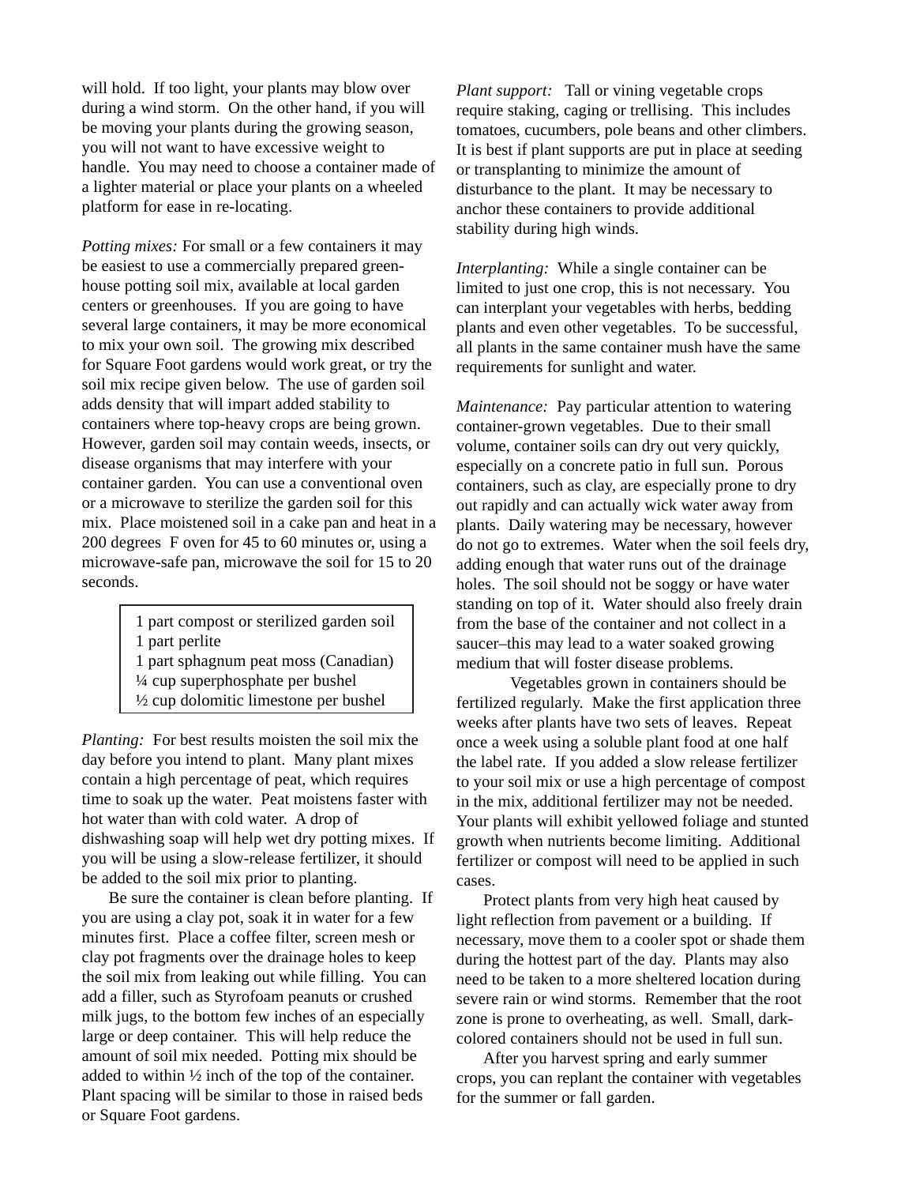will hold. If too light, your plants may blow over during a wind storm. On the other hand, if you will be moving your plants during the growing season, you will not want to have excessive weight to handle. You may need to choose a container made of a lighter material or place your plants on a wheeled platform for ease in re-locating.

*Potting mixes:* For small or a few containers it may be easiest to use a commercially prepared greenhouse potting soil mix, available at local garden centers or greenhouses. If you are going to have several large containers, it may be more economical to mix your own soil. The growing mix described for Square Foot gardens would work great, or try the soil mix recipe given below. The use of garden soil adds density that will impart added stability to containers where top-heavy crops are being grown. However, garden soil may contain weeds, insects, or disease organisms that may interfere with your container garden. You can use a conventional oven or a microwave to sterilize the garden soil for this mix. Place moistened soil in a cake pan and heat in a 200 degrees F oven for 45 to 60 minutes or, using a microwave-safe pan, microwave the soil for 15 to 20 seconds.

> 1 part compost or sterilized garden soil
> 1 part perlite
> 1 part sphagnum peat moss (Canadian)
> ¼ cup superphosphate per bushel
> ½ cup dolomitic limestone per bushel

*Planting:* For best results moisten the soil mix the day before you intend to plant. Many plant mixes contain a high percentage of peat, which requires time to soak up the water. Peat moistens faster with hot water than with cold water. A drop of dishwashing soap will help wet dry potting mixes. If you will be using a slow-release fertilizer, it should be added to the soil mix prior to planting.

Be sure the container is clean before planting. If you are using a clay pot, soak it in water for a few minutes first. Place a coffee filter, screen mesh or clay pot fragments over the drainage holes to keep the soil mix from leaking out while filling. You can add a filler, such as Styrofoam peanuts or crushed milk jugs, to the bottom few inches of an especially large or deep container. This will help reduce the amount of soil mix needed. Potting mix should be added to within ½ inch of the top of the container. Plant spacing will be similar to those in raised beds or Square Foot gardens.

*Plant support:* Tall or vining vegetable crops require staking, caging or trellising. This includes tomatoes, cucumbers, pole beans and other climbers. It is best if plant supports are put in place at seeding or transplanting to minimize the amount of disturbance to the plant. It may be necessary to anchor these containers to provide additional stability during high winds.

*Interplanting:* While a single container can be limited to just one crop, this is not necessary. You can interplant your vegetables with herbs, bedding plants and even other vegetables. To be successful, all plants in the same container mush have the same requirements for sunlight and water.

*Maintenance:* Pay particular attention to watering container-grown vegetables. Due to their small volume, container soils can dry out very quickly, especially on a concrete patio in full sun. Porous containers, such as clay, are especially prone to dry out rapidly and can actually wick water away from plants. Daily watering may be necessary, however do not go to extremes. Water when the soil feels dry, adding enough that water runs out of the drainage holes. The soil should not be soggy or have water standing on top of it. Water should also freely drain from the base of the container and not collect in a saucer–this may lead to a water soaked growing medium that will foster disease problems.

Vegetables grown in containers should be fertilized regularly. Make the first application three weeks after plants have two sets of leaves. Repeat once a week using a soluble plant food at one half the label rate. If you added a slow release fertilizer to your soil mix or use a high percentage of compost in the mix, additional fertilizer may not be needed. Your plants will exhibit yellowed foliage and stunted growth when nutrients become limiting. Additional fertilizer or compost will need to be applied in such cases.

Protect plants from very high heat caused by light reflection from pavement or a building. If necessary, move them to a cooler spot or shade them during the hottest part of the day. Plants may also need to be taken to a more sheltered location during severe rain or wind storms. Remember that the root zone is prone to overheating, as well. Small, dark-colored containers should not be used in full sun.

After you harvest spring and early summer crops, you can replant the container with vegetables for the summer or fall garden.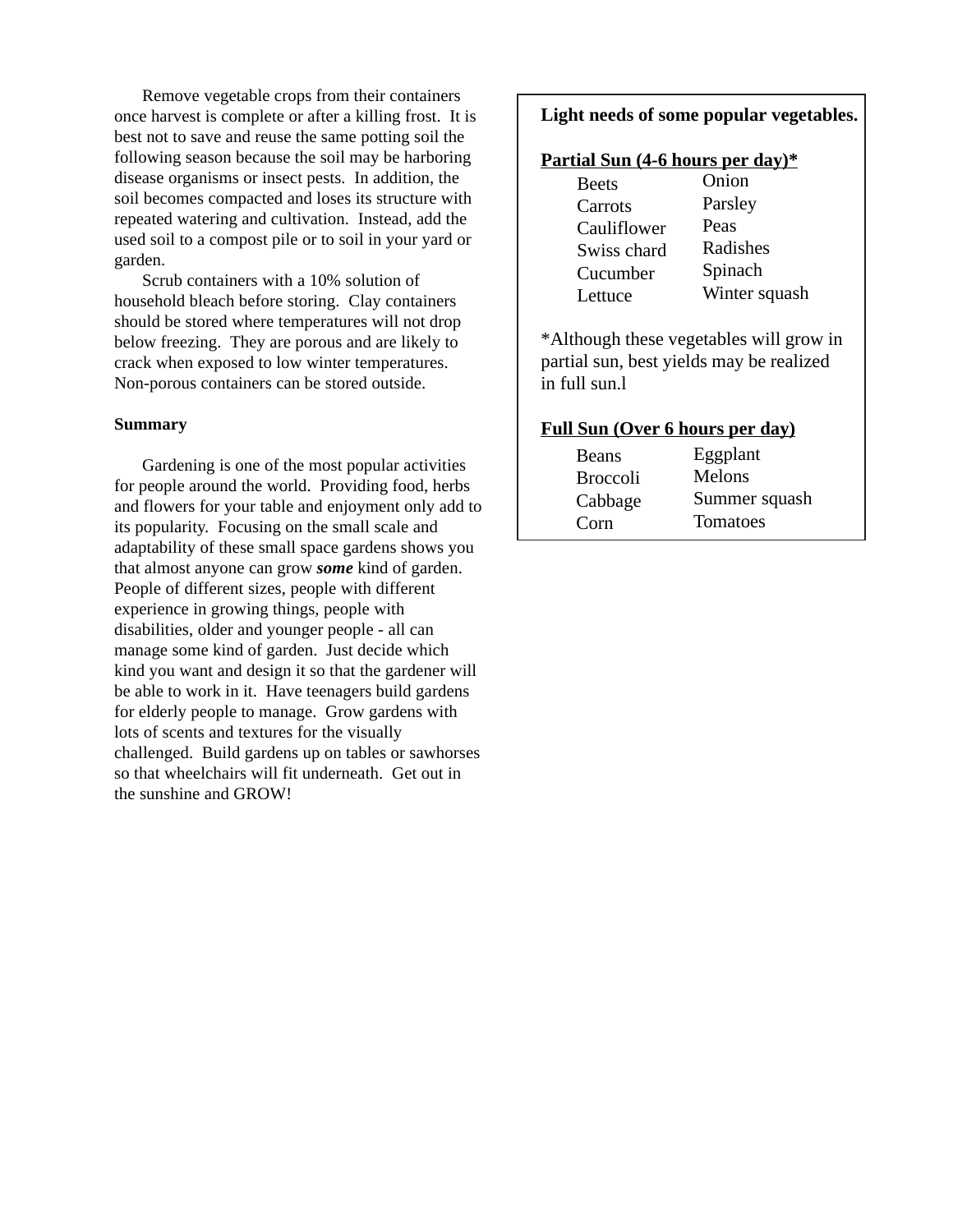Remove vegetable crops from their containers once harvest is complete or after a killing frost. It is best not to save and reuse the same potting soil the following season because the soil may be harboring disease organisms or insect pests. In addition, the soil becomes compacted and loses its structure with repeated watering and cultivation. Instead, add the used soil to a compost pile or to soil in your yard or garden.

Scrub containers with a 10% solution of household bleach before storing. Clay containers should be stored where temperatures will not drop below freezing. They are porous and are likely to crack when exposed to low winter temperatures. Non-porous containers can be stored outside.

**Summary**

Gardening is one of the most popular activities for people around the world. Providing food, herbs and flowers for your table and enjoyment only add to its popularity. Focusing on the small scale and adaptability of these small space gardens shows you that almost anyone can grow ***some*** kind of garden. People of different sizes, people with different experience in growing things, people with disabilities, older and younger people - all can manage some kind of garden. Just decide which kind you want and design it so that the gardener will be able to work in it. Have teenagers build gardens for elderly people to manage. Grow gardens with lots of scents and textures for the visually challenged. Build gardens up on tables or sawhorses so that wheelchairs will fit underneath. Get out in the sunshine and GROW!

**Light needs of some popular vegetables.**

**Partial Sun (4-6 hours per day)***

| | |
|---|---|
| Beets | Onion |
| Carrots | Parsley |
| Cauliflower | Peas |
| Swiss chard | Radishes |
| Cucumber | Spinach |
| Lettuce | Winter squash |

*Although these vegetables will grow in partial sun, best yields may be realized in full sun.l

**Full Sun (Over 6 hours per day)**

| | |
|---|---|
| Beans | Eggplant |
| Broccoli | Melons |
| Cabbage | Summer squash |
| Corn | Tomatoes |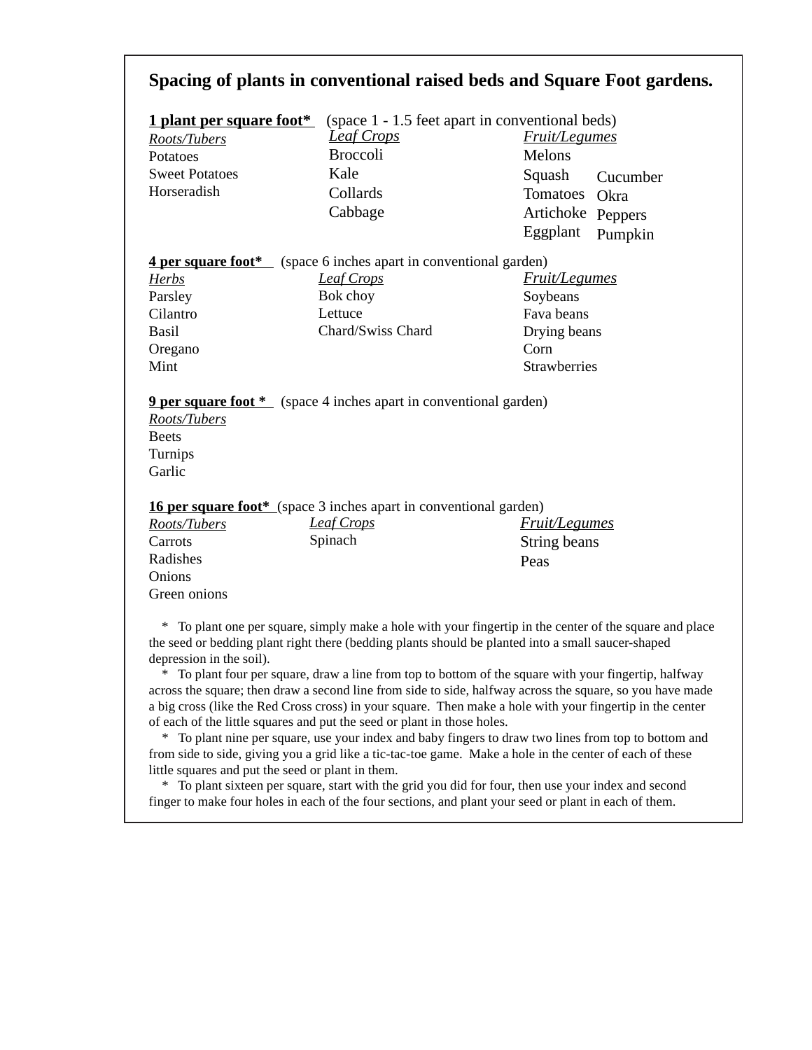## Spacing of plants in conventional raised beds and Square Foot gardens.

**1 plant per square foot*** (space 1 - 1.5 feet apart in conventional beds)

| *Roots/Tubers* | *Leaf Crops* | *Fruit/Legumes* | |
|---|---|---|---|
| Potatoes | Broccoli | Melons | |
| Sweet Potatoes | Kale | Squash | Cucumber |
| Horseradish | Collards | Tomatoes | Okra |
| | Cabbage | Artichoke | Peppers |
| | | Eggplant | Pumpkin |

**4 per square foot*** (space 6 inches apart in conventional garden)

| *Herbs* | *Leaf Crops* | *Fruit/Legumes* |
|---|---|---|
| Parsley | Bok choy | Soybeans |
| Cilantro | Lettuce | Fava beans |
| Basil | Chard/Swiss Chard | Drying beans |
| Oregano | | Corn |
| Mint | | Strawberries |

**9 per square foot *** (space 4 inches apart in conventional garden)

*Roots/Tubers*
Beets
Turnips
Garlic

**16 per square foot*** (space 3 inches apart in conventional garden)

| *Roots/Tubers* | *Leaf Crops* | *Fruit/Legumes* |
|---|---|---|
| Carrots | Spinach | String beans |
| Radishes | | Peas |
| Onions | | |
| Green onions | | |

\* To plant one per square, simply make a hole with your fingertip in the center of the square and place the seed or bedding plant right there (bedding plants should be planted into a small saucer-shaped depression in the soil).

\* To plant four per square, draw a line from top to bottom of the square with your fingertip, halfway across the square; then draw a second line from side to side, halfway across the square, so you have made a big cross (like the Red Cross cross) in your square. Then make a hole with your fingertip in the center of each of the little squares and put the seed or plant in those holes.

\* To plant nine per square, use your index and baby fingers to draw two lines from top to bottom and from side to side, giving you a grid like a tic-tac-toe game. Make a hole in the center of each of these little squares and put the seed or plant in them.

\* To plant sixteen per square, start with the grid you did for four, then use your index and second finger to make four holes in each of the four sections, and plant your seed or plant in each of them.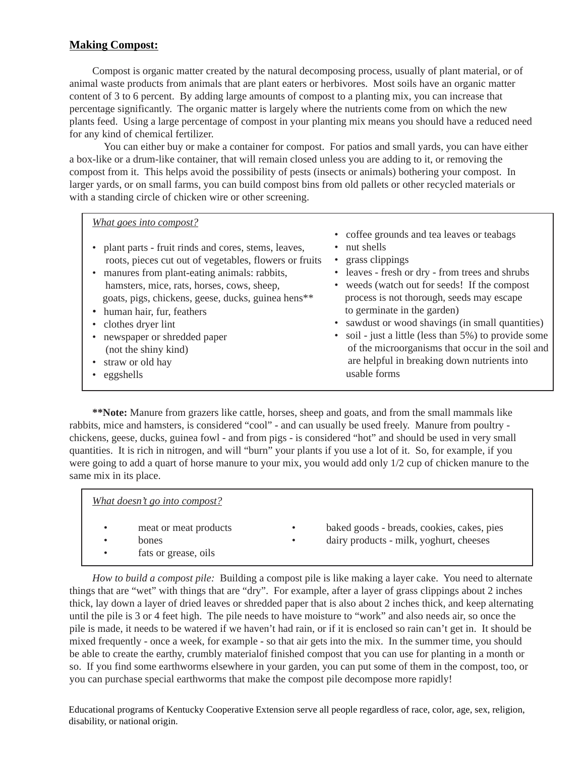**Making Compost:**

Compost is organic matter created by the natural decomposing process, usually of plant material, or of animal waste products from animals that are plant eaters or herbivores. Most soils have an organic matter content of 3 to 6 percent. By adding large amounts of compost to a planting mix, you can increase that percentage significantly. The organic matter is largely where the nutrients come from on which the new plants feed. Using a large percentage of compost in your planting mix means you should have a reduced need for any kind of chemical fertilizer.

You can either buy or make a container for compost. For patios and small yards, you can have either a box-like or a drum-like container, that will remain closed unless you are adding to it, or removing the compost from it. This helps avoid the possibility of pests (insects or animals) bothering your compost. In larger yards, or on small farms, you can build compost bins from old pallets or other recycled materials or with a standing circle of chicken wire or other screening.

*What goes into compost?*

- plant parts - fruit rinds and cores, stems, leaves, roots, pieces cut out of vegetables, flowers or fruits
- manures from plant-eating animals: rabbits, hamsters, mice, rats, horses, cows, sheep, goats, pigs, chickens, geese, ducks, guinea hens**
- human hair, fur, feathers
- clothes dryer lint
- newspaper or shredded paper (not the shiny kind)
- straw or old hay
- eggshells
- coffee grounds and tea leaves or teabags
- nut shells
- grass clippings
- leaves - fresh or dry - from trees and shrubs
- weeds (watch out for seeds! If the compost process is not thorough, seeds may escape to germinate in the garden)
- sawdust or wood shavings (in small quantities)
- soil - just a little (less than 5%) to provide some of the microorganisms that occur in the soil and are helpful in breaking down nutrients into usable forms

**\*\*Note:** Manure from grazers like cattle, horses, sheep and goats, and from the small mammals like rabbits, mice and hamsters, is considered "cool" - and can usually be used freely. Manure from poultry - chickens, geese, ducks, guinea fowl - and from pigs - is considered "hot" and should be used in very small quantities. It is rich in nitrogen, and will "burn" your plants if you use a lot of it. So, for example, if you were going to add a quart of horse manure to your mix, you would add only 1/2 cup of chicken manure to the same mix in its place.

*What doesn't go into compost?*

- meat or meat products
- bones
- fats or grease, oils
- baked goods - breads, cookies, cakes, pies
- dairy products - milk, yoghurt, cheeses

*How to build a compost pile:* Building a compost pile is like making a layer cake. You need to alternate things that are "wet" with things that are "dry". For example, after a layer of grass clippings about 2 inches thick, lay down a layer of dried leaves or shredded paper that is also about 2 inches thick, and keep alternating until the pile is 3 or 4 feet high. The pile needs to have moisture to "work" and also needs air, so once the pile is made, it needs to be watered if we haven't had rain, or if it is enclosed so rain can't get in. It should be mixed frequently - once a week, for example - so that air gets into the mix. In the summer time, you should be able to create the earthy, crumbly materialof finished compost that you can use for planting in a month or so. If you find some earthworms elsewhere in your garden, you can put some of them in the compost, too, or you can purchase special earthworms that make the compost pile decompose more rapidly!

Educational programs of Kentucky Cooperative Extension serve all people regardless of race, color, age, sex, religion, disability, or national origin.